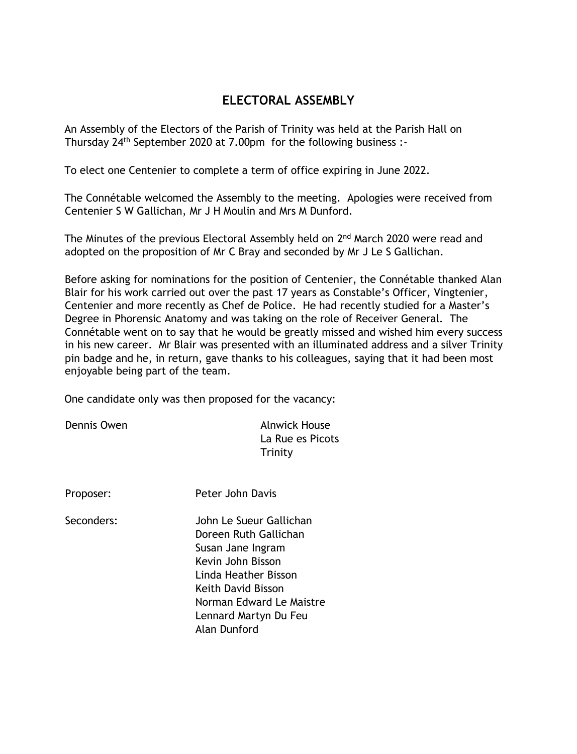## ELECTORAL ASSEMBLY

An Assembly of the Electors of the Parish of Trinity was held at the Parish Hall on Thursday 24th September 2020 at 7.00pm for the following business :-

To elect one Centenier to complete a term of office expiring in June 2022.

The Connétable welcomed the Assembly to the meeting. Apologies were received from Centenier S W Gallichan, Mr J H Moulin and Mrs M Dunford.

The Minutes of the previous Electoral Assembly held on 2nd March 2020 were read and adopted on the proposition of Mr C Bray and seconded by Mr J Le S Gallichan.

Before asking for nominations for the position of Centenier, the Connétable thanked Alan Blair for his work carried out over the past 17 years as Constable's Officer, Vingtenier, Centenier and more recently as Chef de Police. He had recently studied for a Master's Degree in Phorensic Anatomy and was taking on the role of Receiver General. The Connétable went on to say that he would be greatly missed and wished him every success in his new career. Mr Blair was presented with an illuminated address and a silver Trinity pin badge and he, in return, gave thanks to his colleagues, saying that it had been most enjoyable being part of the team.

One candidate only was then proposed for the vacancy:

Dennis Owen
Alnwick House
La Rue es Picots
Trinity

Proposer: Peter John Davis

Seconders:
John Le Sueur Gallichan
Doreen Ruth Gallichan
Susan Jane Ingram
Kevin John Bisson
Linda Heather Bisson
Keith David Bisson
Norman Edward Le Maistre
Lennard Martyn Du Feu
Alan Dunford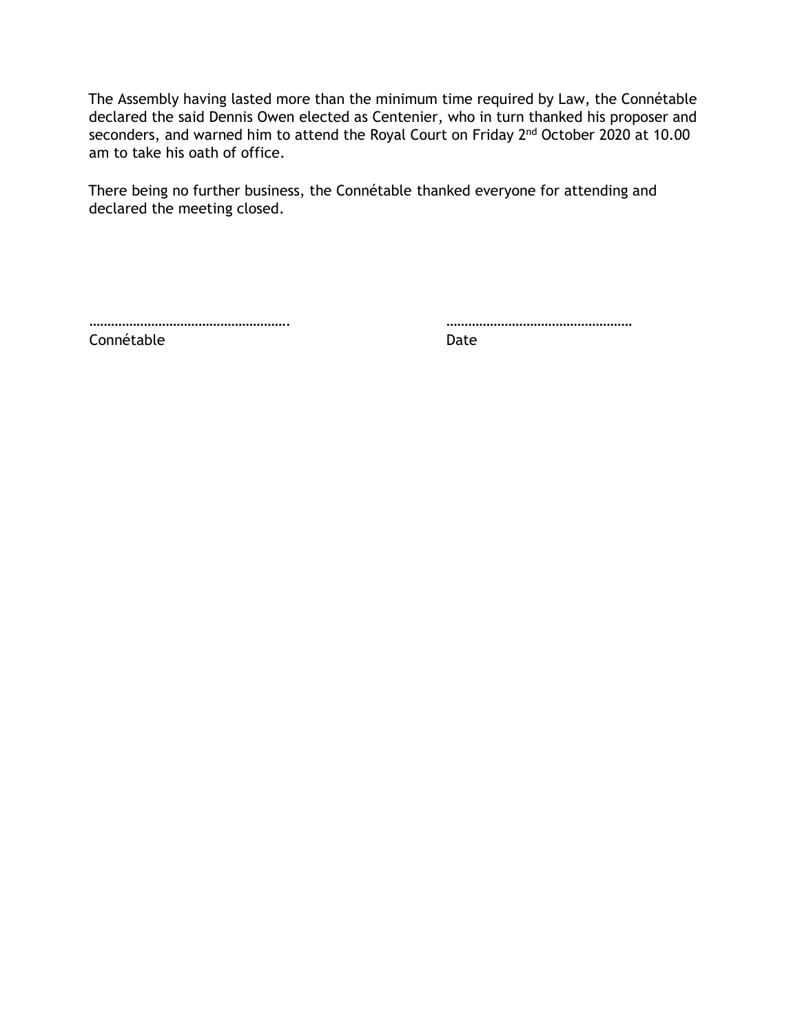The Assembly having lasted more than the minimum time required by Law, the Connétable declared the said Dennis Owen elected as Centenier, who in turn thanked his proposer and seconders, and warned him to attend the Royal Court on Friday 2nd October 2020 at 10.00 am to take his oath of office.

There being no further business, the Connétable thanked everyone for attending and declared the meeting closed.

……………………………………………….                ……………………………………………

Connétable                                    Date